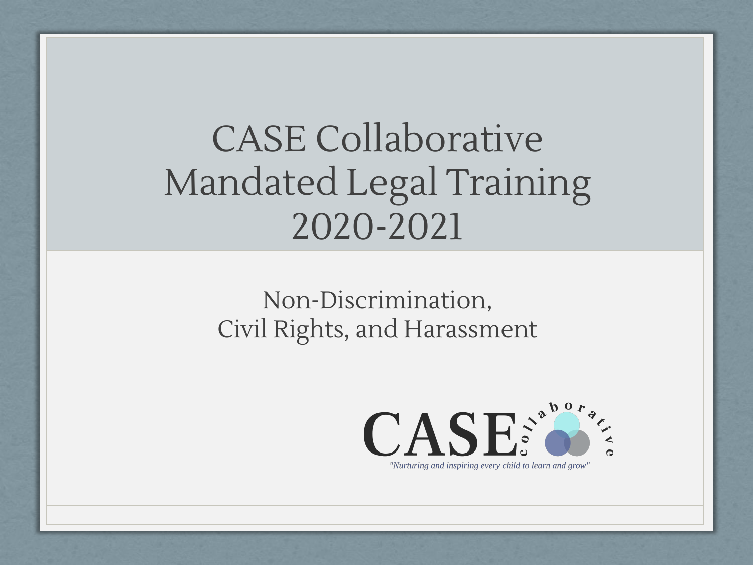# CASE Collaborative Mandated Legal Training 2020-2021

## Non-Discrimination, Civil Rights, and Harassment

CASE collaborative

*"Nurturing and inspiring every child to learn and grow"*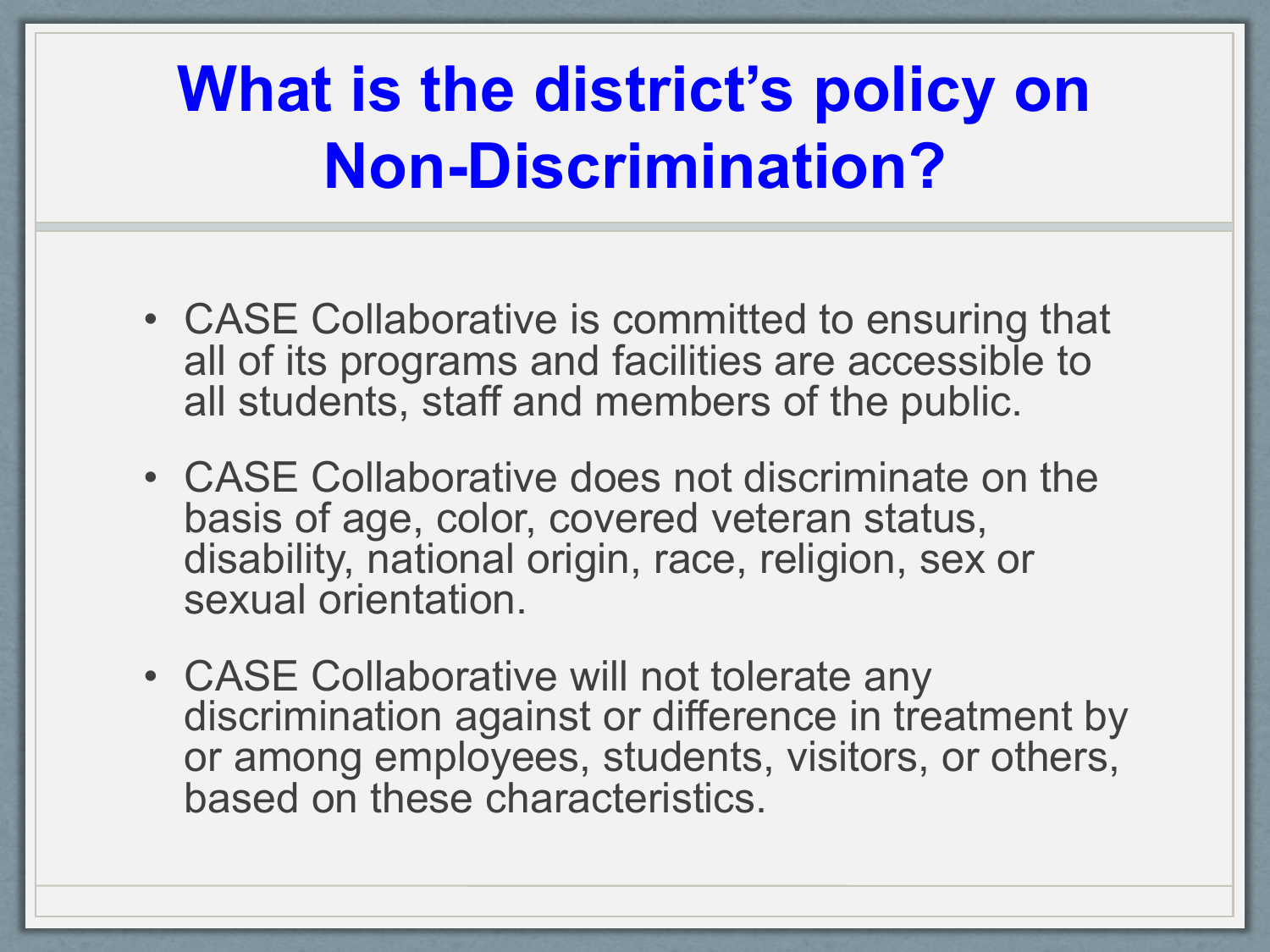# What is the district's policy on Non-Discrimination?

- CASE Collaborative is committed to ensuring that all of its programs and facilities are accessible to all students, staff and members of the public.
- CASE Collaborative does not discriminate on the basis of age, color, covered veteran status, disability, national origin, race, religion, sex or sexual orientation.
- CASE Collaborative will not tolerate any discrimination against or difference in treatment by or among employees, students, visitors, or others, based on these characteristics.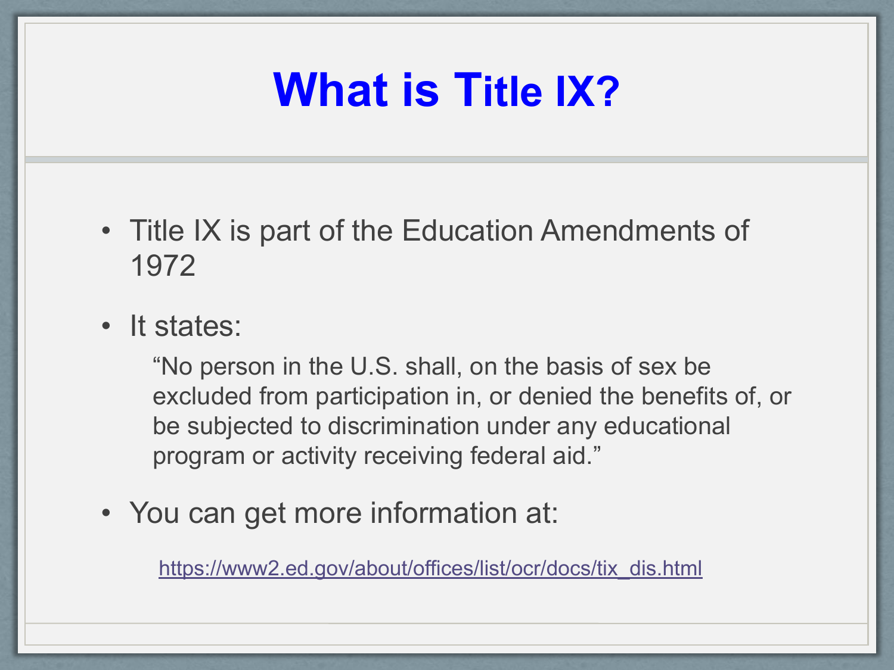# What is Title IX?

- Title IX is part of the Education Amendments of 1972
- It states:

  "No person in the U.S. shall, on the basis of sex be excluded from participation in, or denied the benefits of, or be subjected to discrimination under any educational program or activity receiving federal aid."

- You can get more information at:

  https://www2.ed.gov/about/offices/list/ocr/docs/tix_dis.html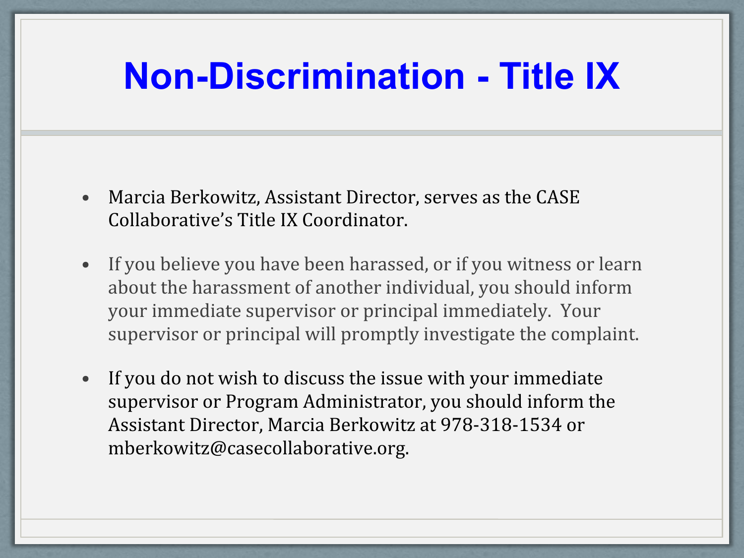# Non-Discrimination - Title IX

- Marcia Berkowitz, Assistant Director, serves as the CASE Collaborative's Title IX Coordinator.
- If you believe you have been harassed, or if you witness or learn about the harassment of another individual, you should inform your immediate supervisor or principal immediately. Your supervisor or principal will promptly investigate the complaint.
- If you do not wish to discuss the issue with your immediate supervisor or Program Administrator, you should inform the Assistant Director, Marcia Berkowitz at 978-318-1534 or mberkowitz@casecollaborative.org.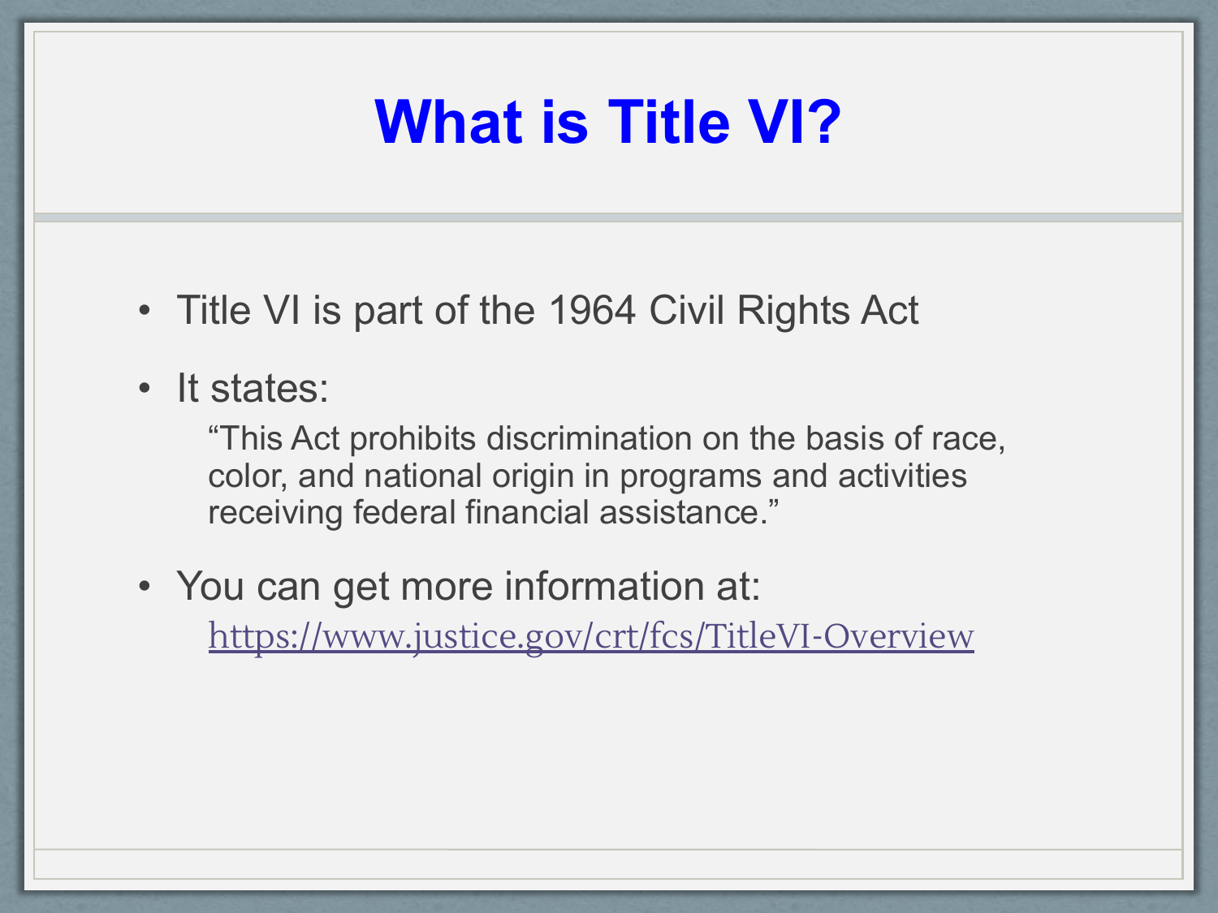# What is Title VI?

- Title VI is part of the 1964 Civil Rights Act
- It states:

  "This Act prohibits discrimination on the basis of race, color, and national origin in programs and activities receiving federal financial assistance."

- You can get more information at:

  https://www.justice.gov/crt/fcs/TitleVI-Overview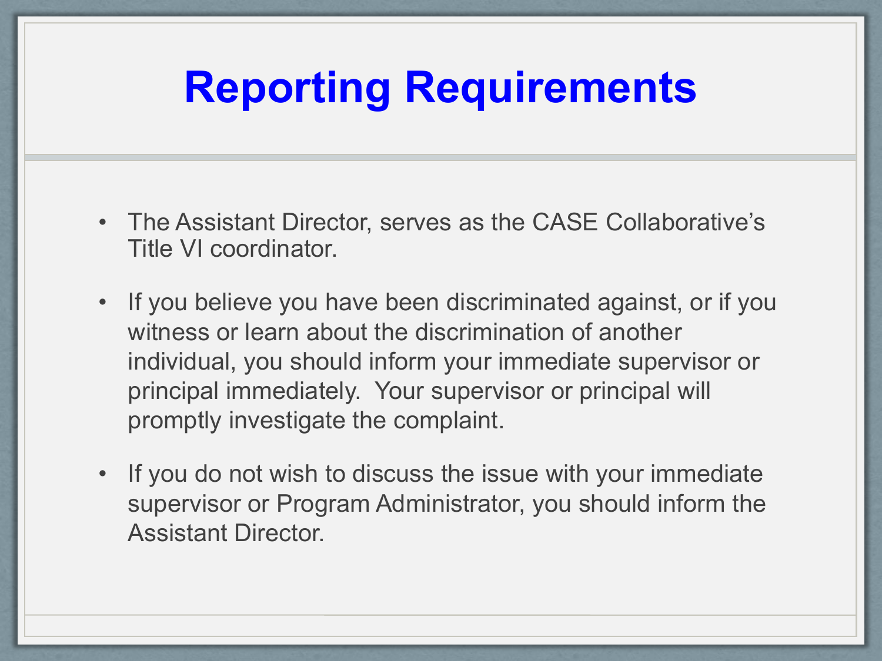# Reporting Requirements

- The Assistant Director, serves as the CASE Collaborative's Title VI coordinator.
- If you believe you have been discriminated against, or if you witness or learn about the discrimination of another individual, you should inform your immediate supervisor or principal immediately. Your supervisor or principal will promptly investigate the complaint.
- If you do not wish to discuss the issue with your immediate supervisor or Program Administrator, you should inform the Assistant Director.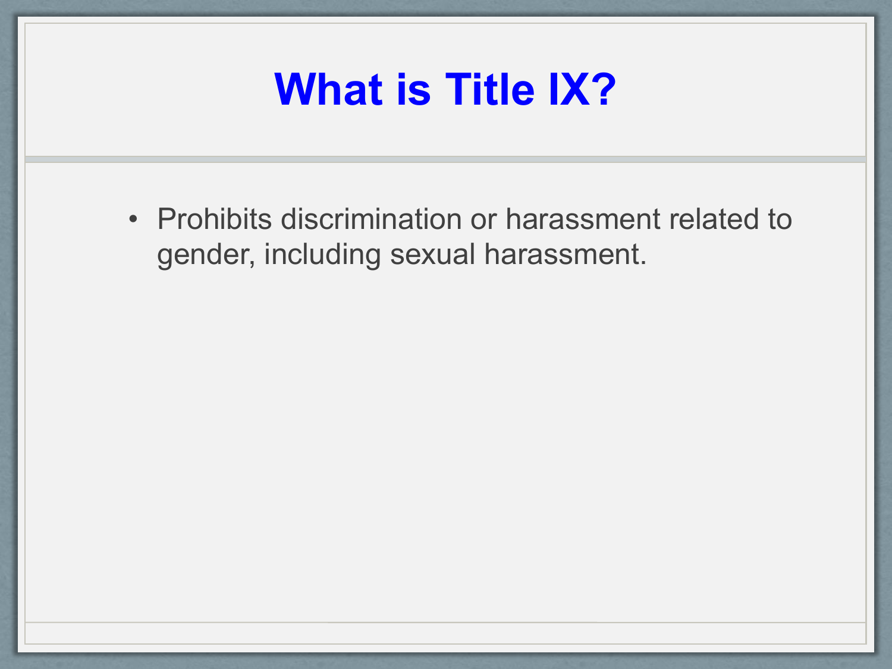# What is Title IX?

- Prohibits discrimination or harassment related to gender, including sexual harassment.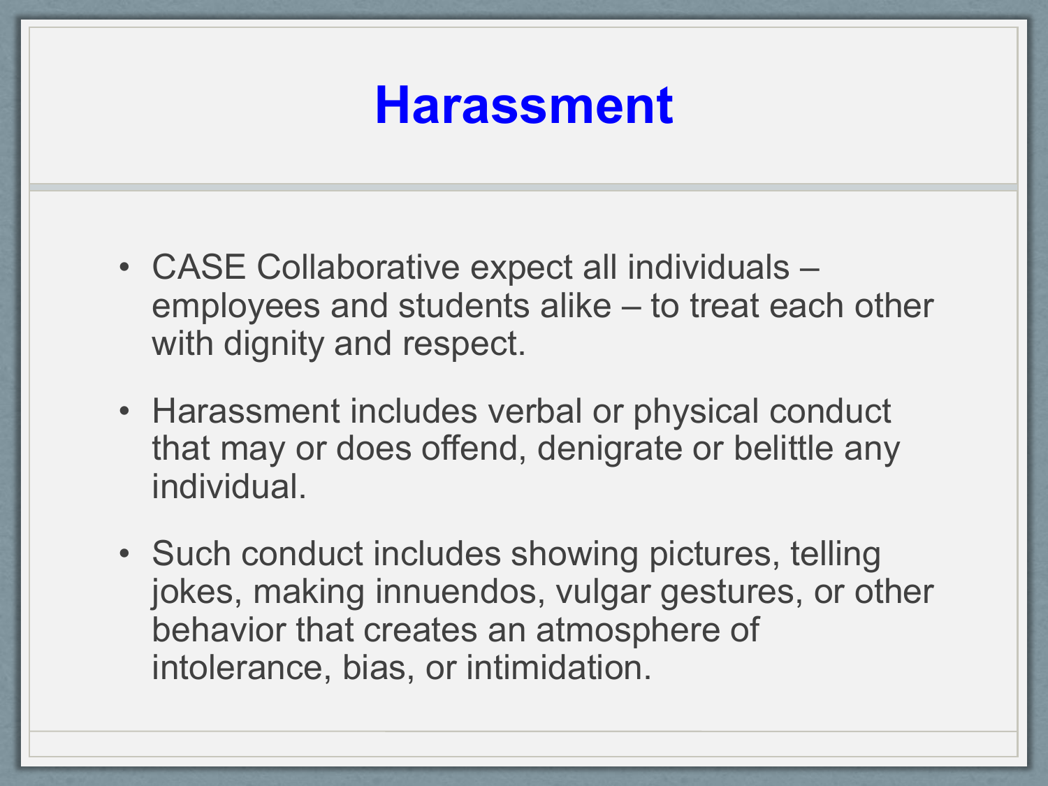# Harassment

- CASE Collaborative expect all individuals – employees and students alike – to treat each other with dignity and respect.
- Harassment includes verbal or physical conduct that may or does offend, denigrate or belittle any individual.
- Such conduct includes showing pictures, telling jokes, making innuendos, vulgar gestures, or other behavior that creates an atmosphere of intolerance, bias, or intimidation.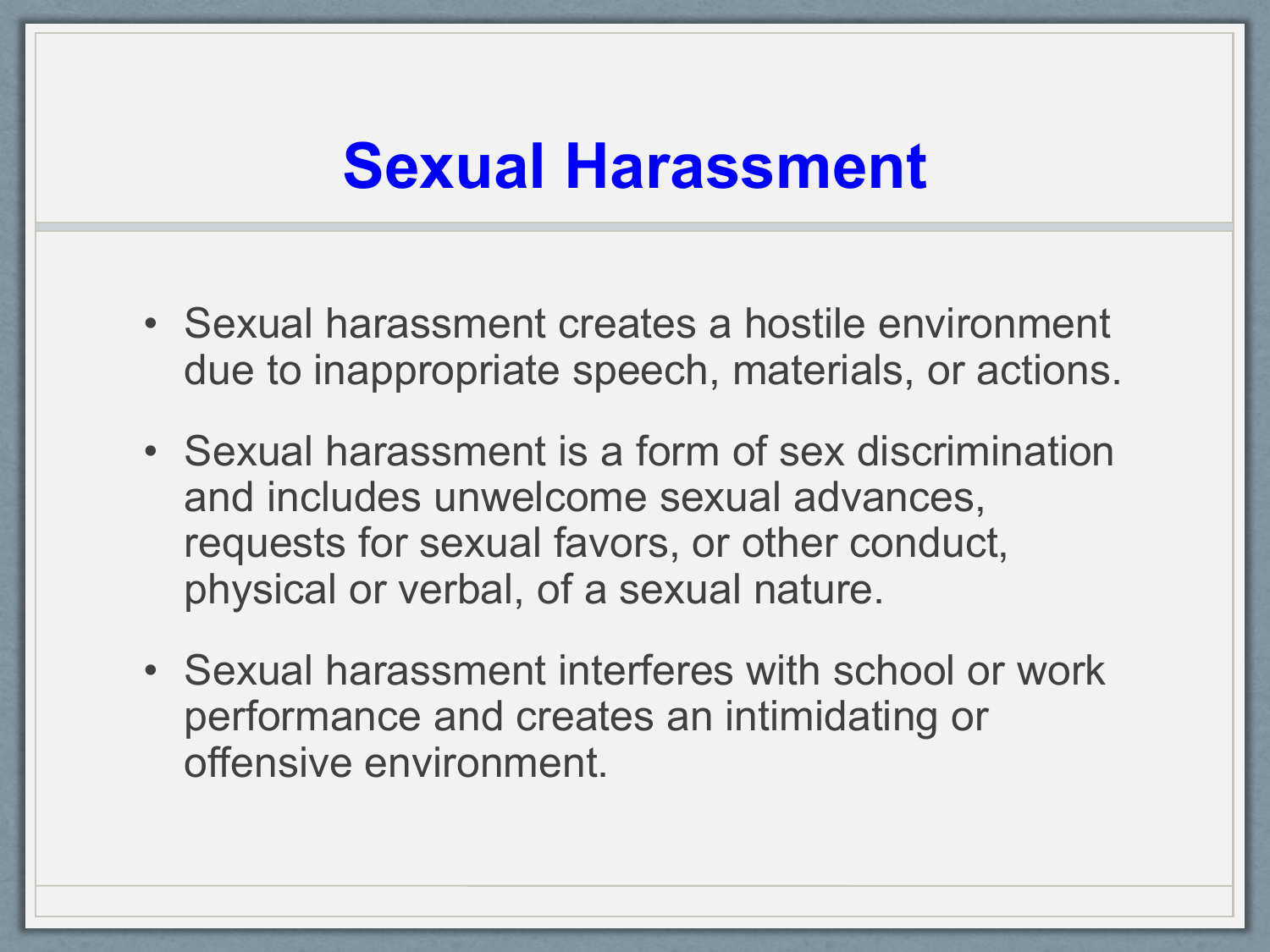# Sexual Harassment

- Sexual harassment creates a hostile environment due to inappropriate speech, materials, or actions.
- Sexual harassment is a form of sex discrimination and includes unwelcome sexual advances, requests for sexual favors, or other conduct, physical or verbal, of a sexual nature.
- Sexual harassment interferes with school or work performance and creates an intimidating or offensive environment.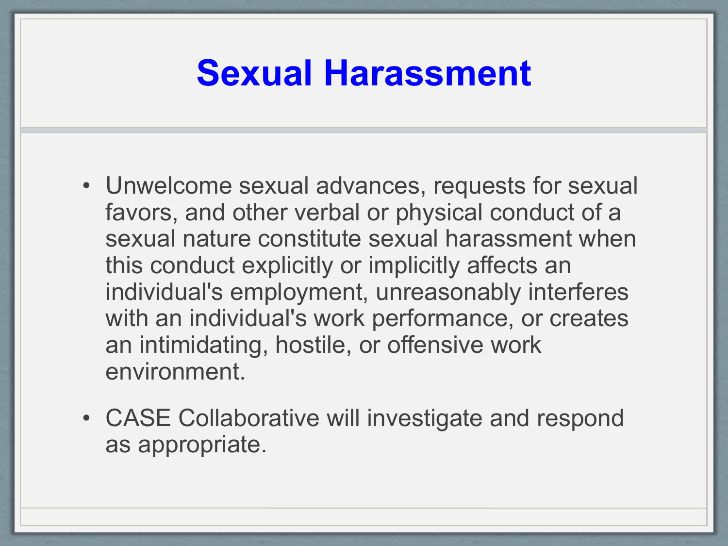# Sexual Harassment

- Unwelcome sexual advances, requests for sexual favors, and other verbal or physical conduct of a sexual nature constitute sexual harassment when this conduct explicitly or implicitly affects an individual's employment, unreasonably interferes with an individual's work performance, or creates an intimidating, hostile, or offensive work environment.
- CASE Collaborative will investigate and respond as appropriate.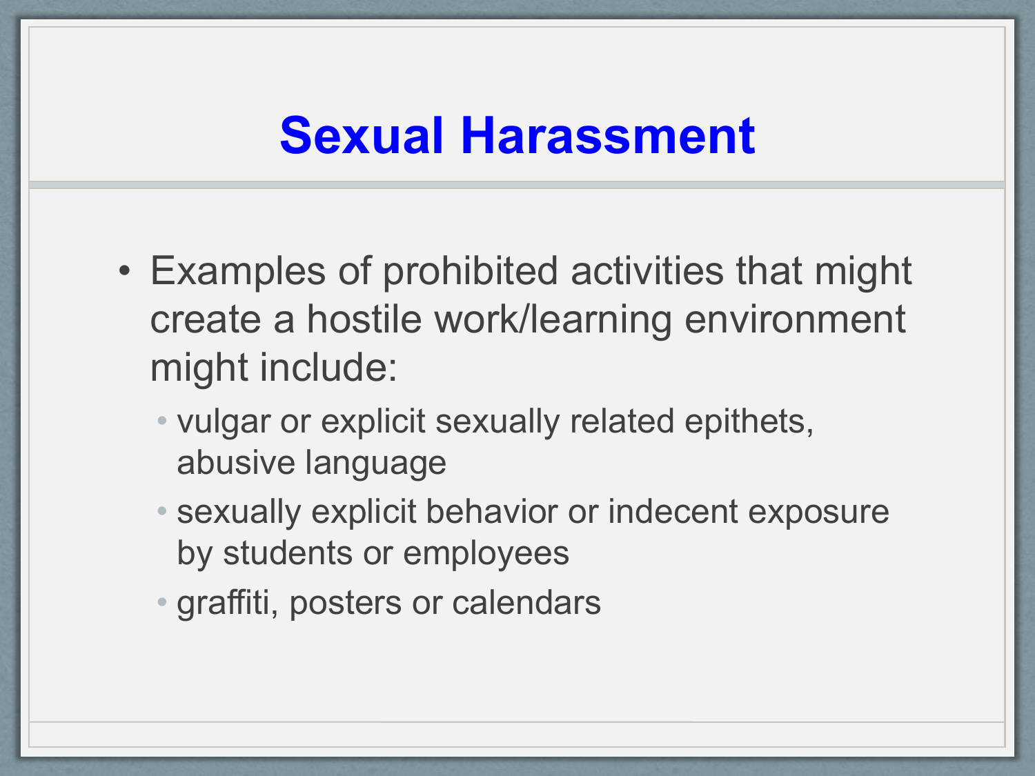# Sexual Harassment

- Examples of prohibited activities that might create a hostile work/learning environment might include:
  - vulgar or explicit sexually related epithets, abusive language
  - sexually explicit behavior or indecent exposure by students or employees
  - graffiti, posters or calendars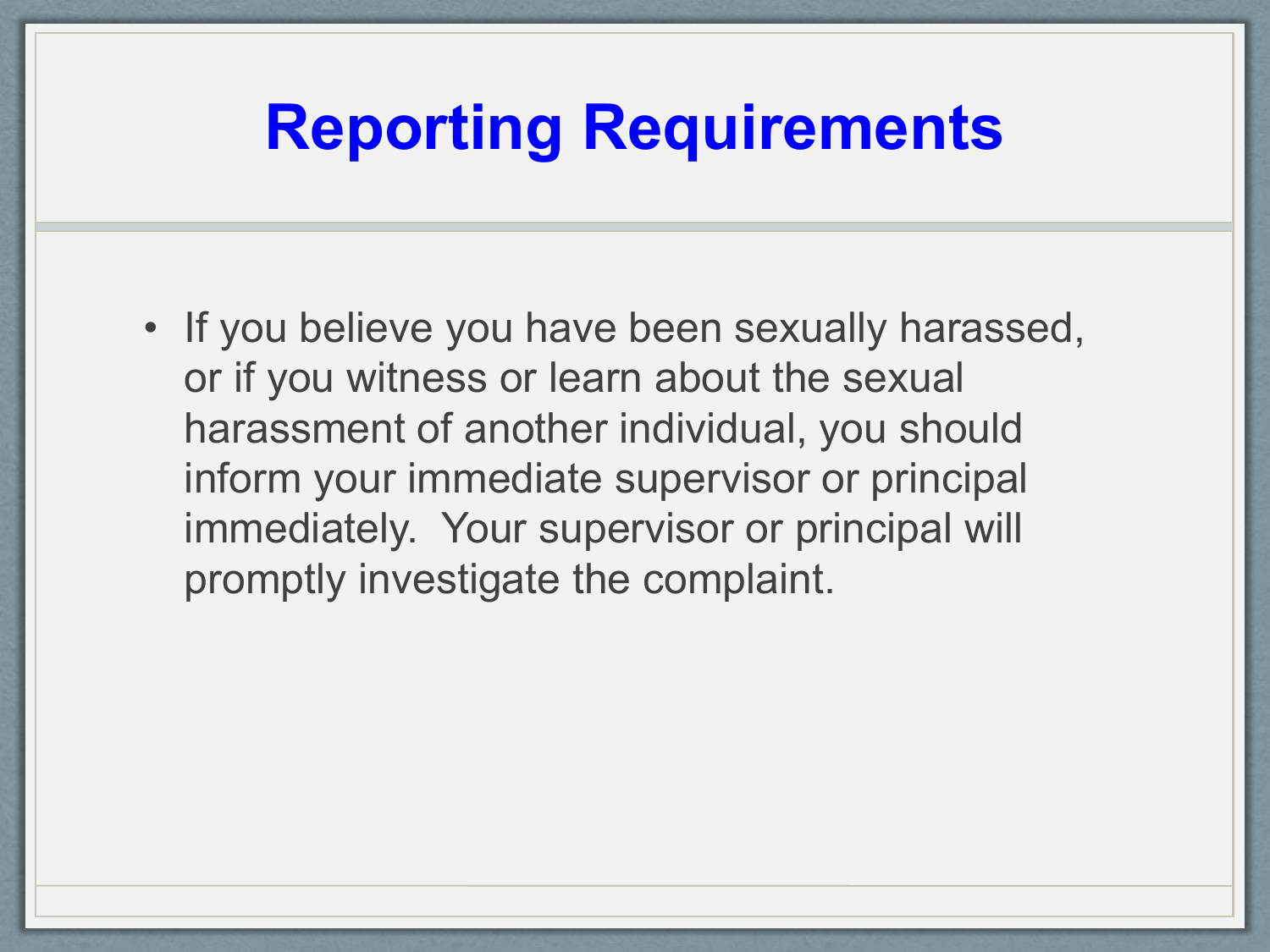# Reporting Requirements

- If you believe you have been sexually harassed, or if you witness or learn about the sexual harassment of another individual, you should inform your immediate supervisor or principal immediately. Your supervisor or principal will promptly investigate the complaint.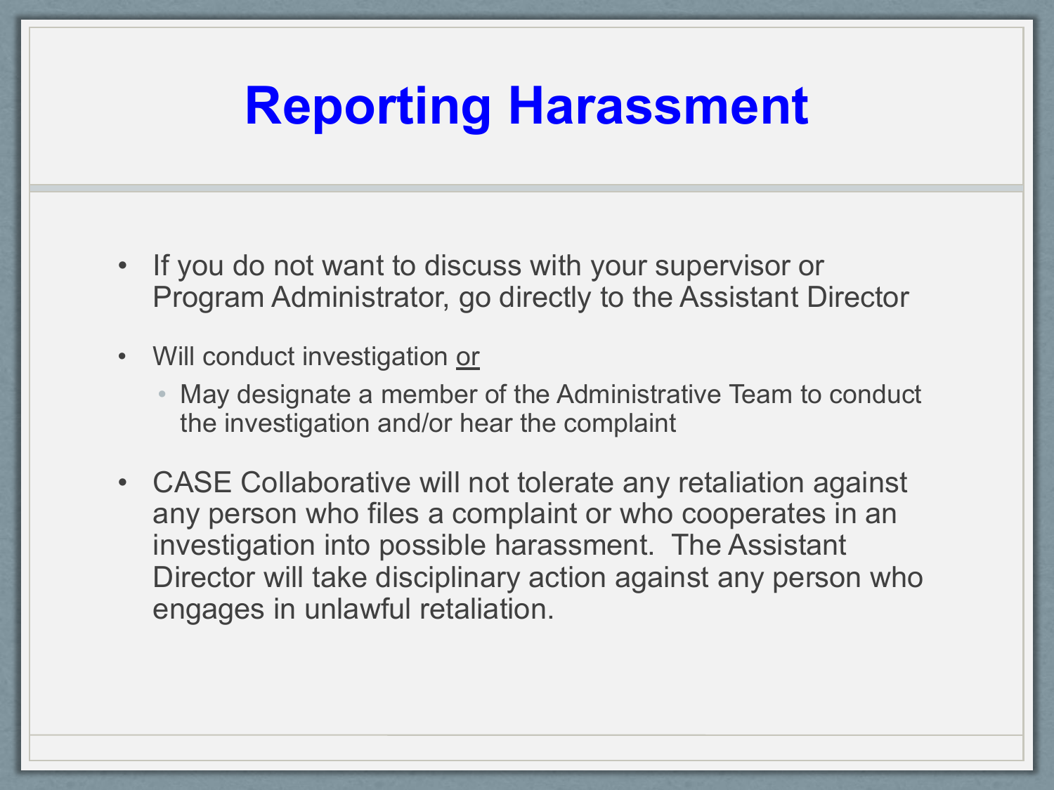# Reporting Harassment

- If you do not want to discuss with your supervisor or Program Administrator, go directly to the Assistant Director
- Will conduct investigation <u>or</u>
  - May designate a member of the Administrative Team to conduct the investigation and/or hear the complaint
- CASE Collaborative will not tolerate any retaliation against any person who files a complaint or who cooperates in an investigation into possible harassment. The Assistant Director will take disciplinary action against any person who engages in unlawful retaliation.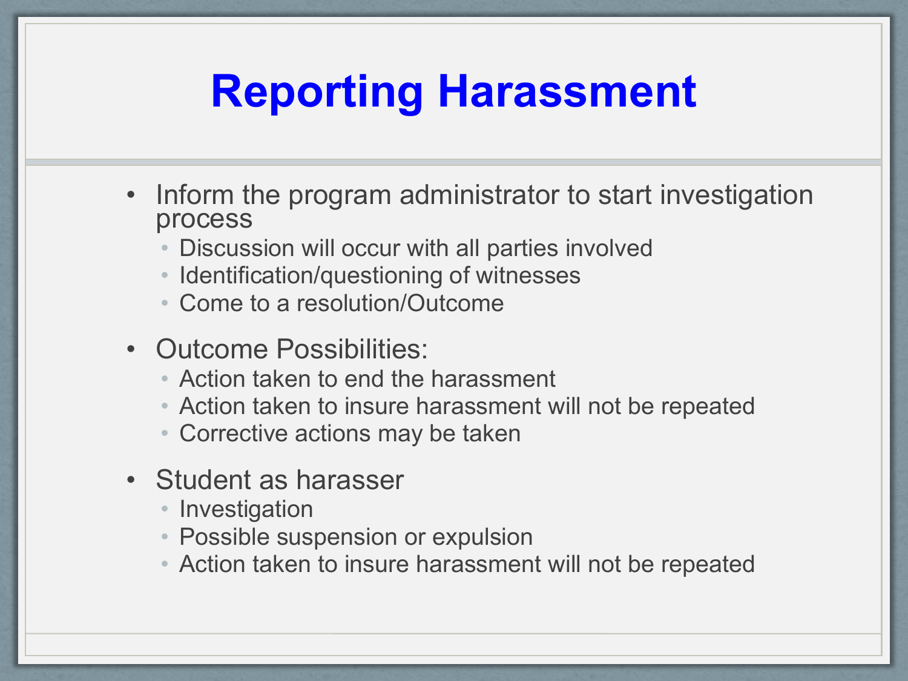# Reporting Harassment

- Inform the program administrator to start investigation process
  - Discussion will occur with all parties involved
  - Identification/questioning of witnesses
  - Come to a resolution/Outcome
- Outcome Possibilities:
  - Action taken to end the harassment
  - Action taken to insure harassment will not be repeated
  - Corrective actions may be taken
- Student as harasser
  - Investigation
  - Possible suspension or expulsion
  - Action taken to insure harassment will not be repeated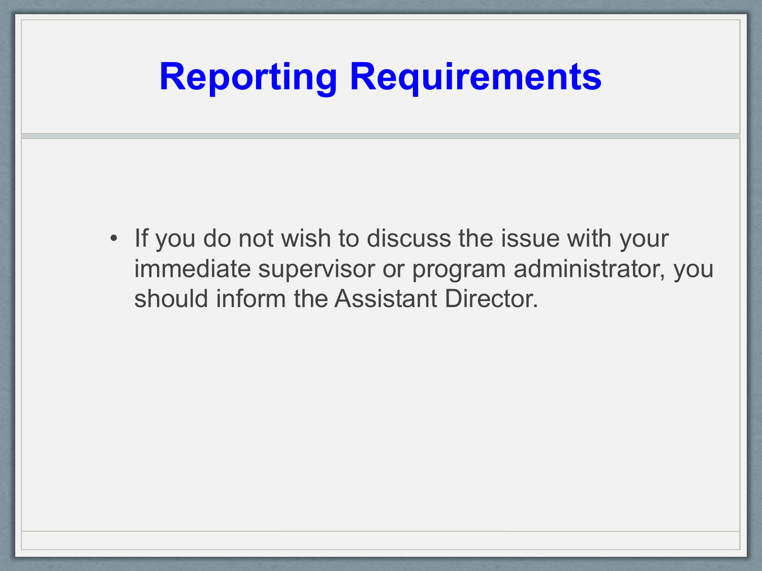# Reporting Requirements

- If you do not wish to discuss the issue with your immediate supervisor or program administrator, you should inform the Assistant Director.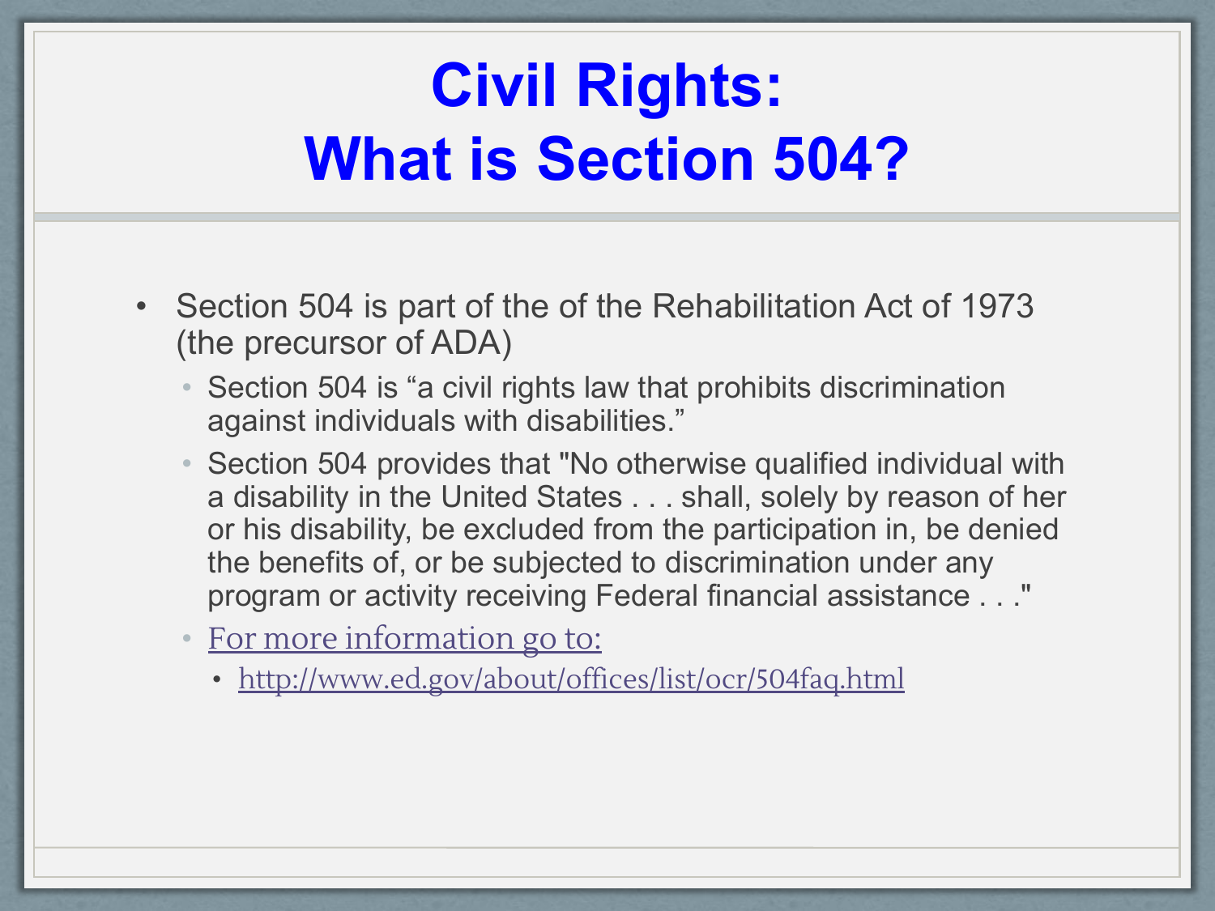# Civil Rights: What is Section 504?

- Section 504 is part of the of the Rehabilitation Act of 1973 (the precursor of ADA)
  - Section 504 is "a civil rights law that prohibits discrimination against individuals with disabilities."
  - Section 504 provides that "No otherwise qualified individual with a disability in the United States . . . shall, solely by reason of her or his disability, be excluded from the participation in, be denied the benefits of, or be subjected to discrimination under any program or activity receiving Federal financial assistance . . ."
  - For more information go to:
    - http://www.ed.gov/about/offices/list/ocr/504faq.html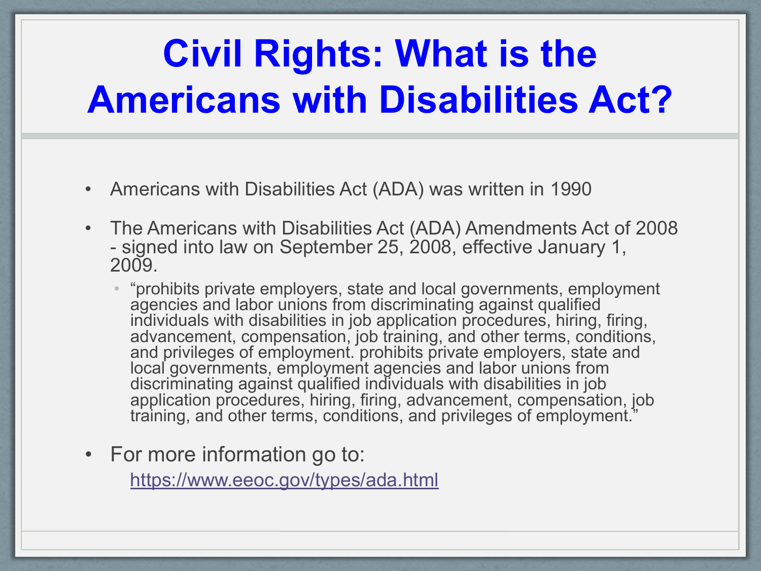# Civil Rights: What is the Americans with Disabilities Act?

- Americans with Disabilities Act (ADA) was written in 1990
- The Americans with Disabilities Act (ADA) Amendments Act of 2008 - signed into law on September 25, 2008, effective January 1, 2009.
  - "prohibits private employers, state and local governments, employment agencies and labor unions from discriminating against qualified individuals with disabilities in job application procedures, hiring, firing, advancement, compensation, job training, and other terms, conditions, and privileges of employment. prohibits private employers, state and local governments, employment agencies and labor unions from discriminating against qualified individuals with disabilities in job application procedures, hiring, firing, advancement, compensation, job training, and other terms, conditions, and privileges of employment."
- For more information go to:

  https://www.eeoc.gov/types/ada.html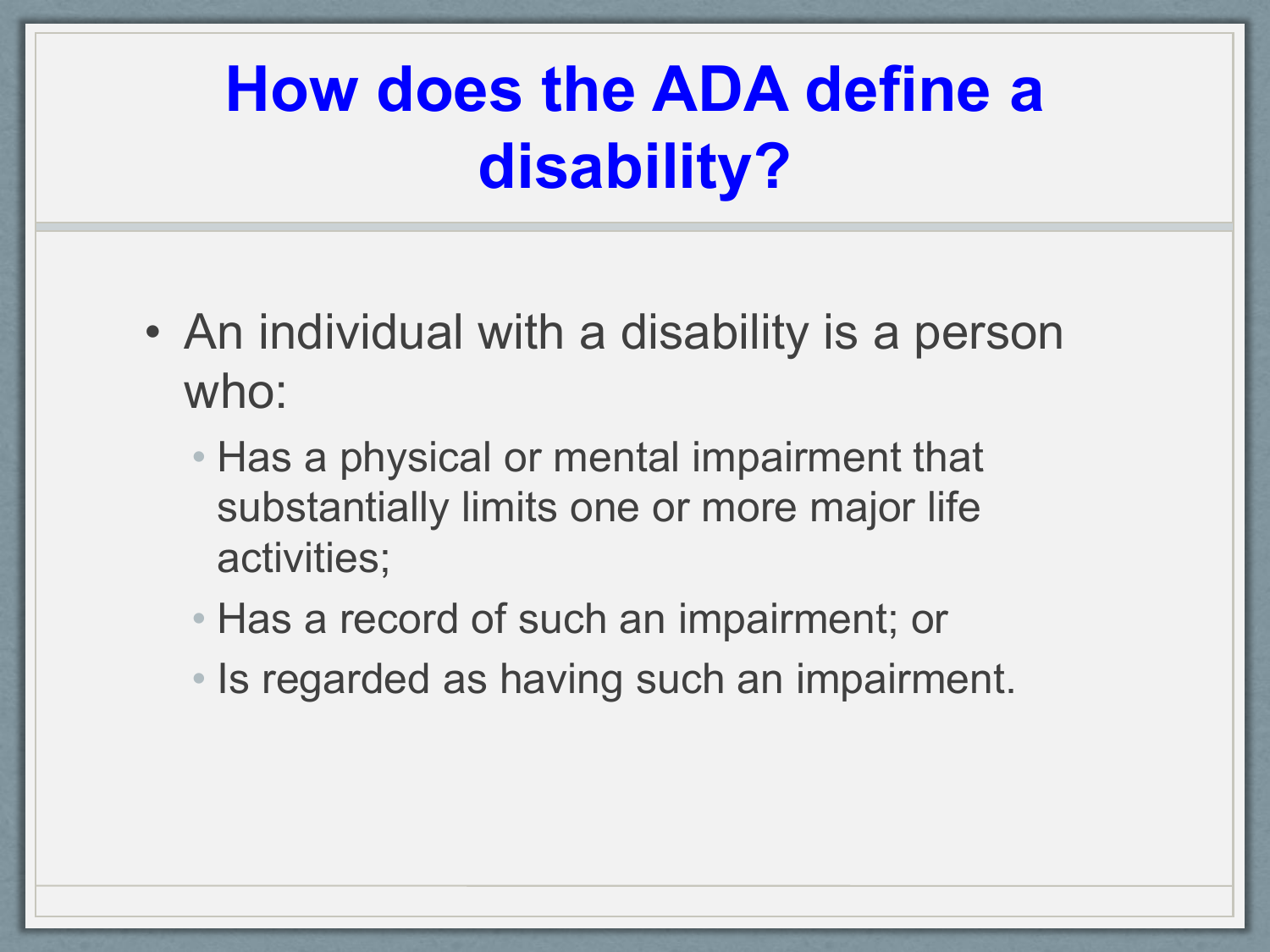# How does the ADA define a disability?

- An individual with a disability is a person who:
  - Has a physical or mental impairment that substantially limits one or more major life activities;
  - Has a record of such an impairment; or
  - Is regarded as having such an impairment.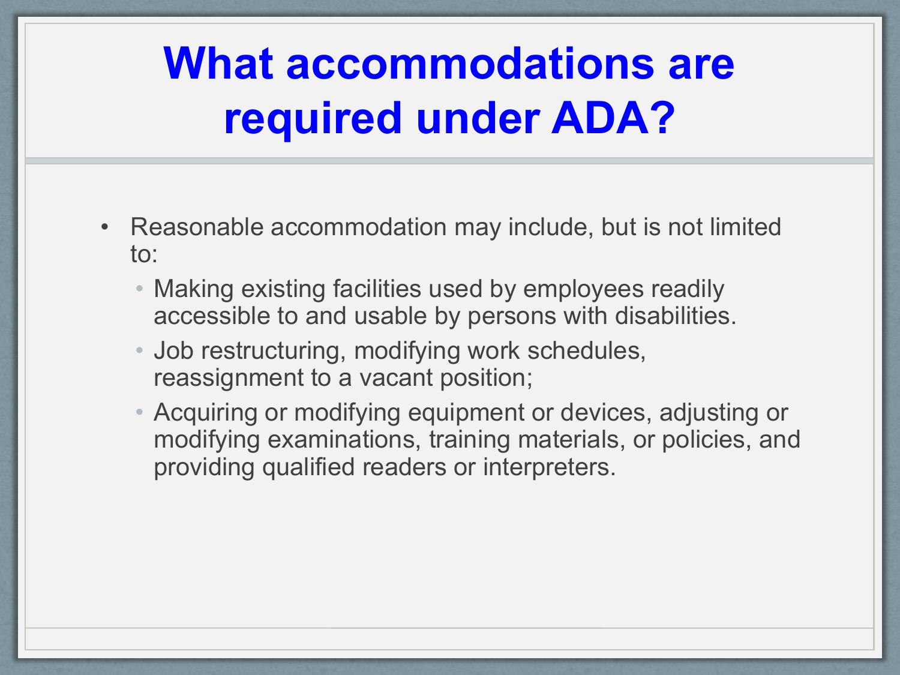# What accommodations are required under ADA?

- Reasonable accommodation may include, but is not limited to:
  - Making existing facilities used by employees readily accessible to and usable by persons with disabilities.
  - Job restructuring, modifying work schedules, reassignment to a vacant position;
  - Acquiring or modifying equipment or devices, adjusting or modifying examinations, training materials, or policies, and providing qualified readers or interpreters.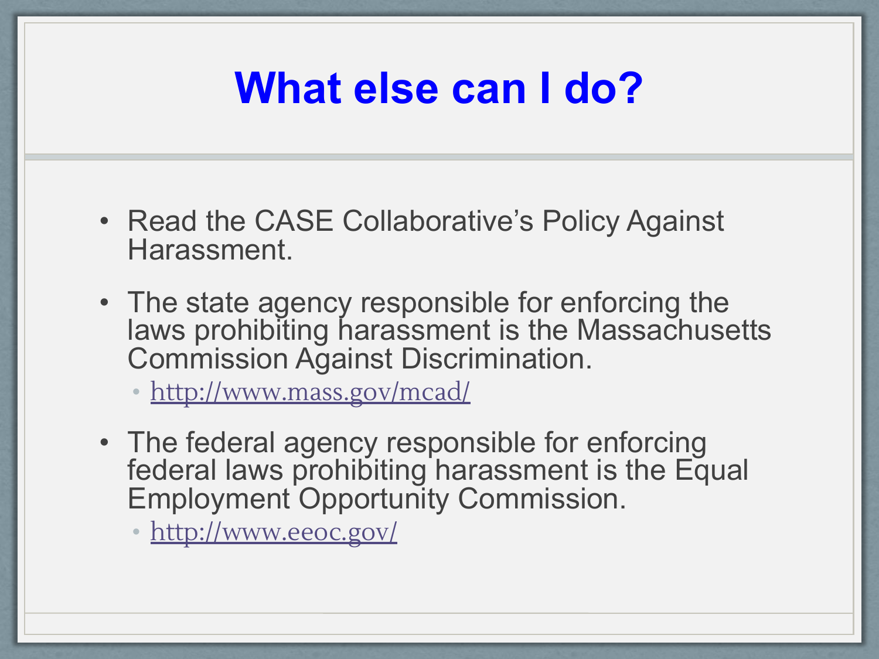# What else can I do?

- Read the CASE Collaborative's Policy Against Harassment.
- The state agency responsible for enforcing the laws prohibiting harassment is the Massachusetts Commission Against Discrimination.
  - http://www.mass.gov/mcad/
- The federal agency responsible for enforcing federal laws prohibiting harassment is the Equal Employment Opportunity Commission.
  - http://www.eeoc.gov/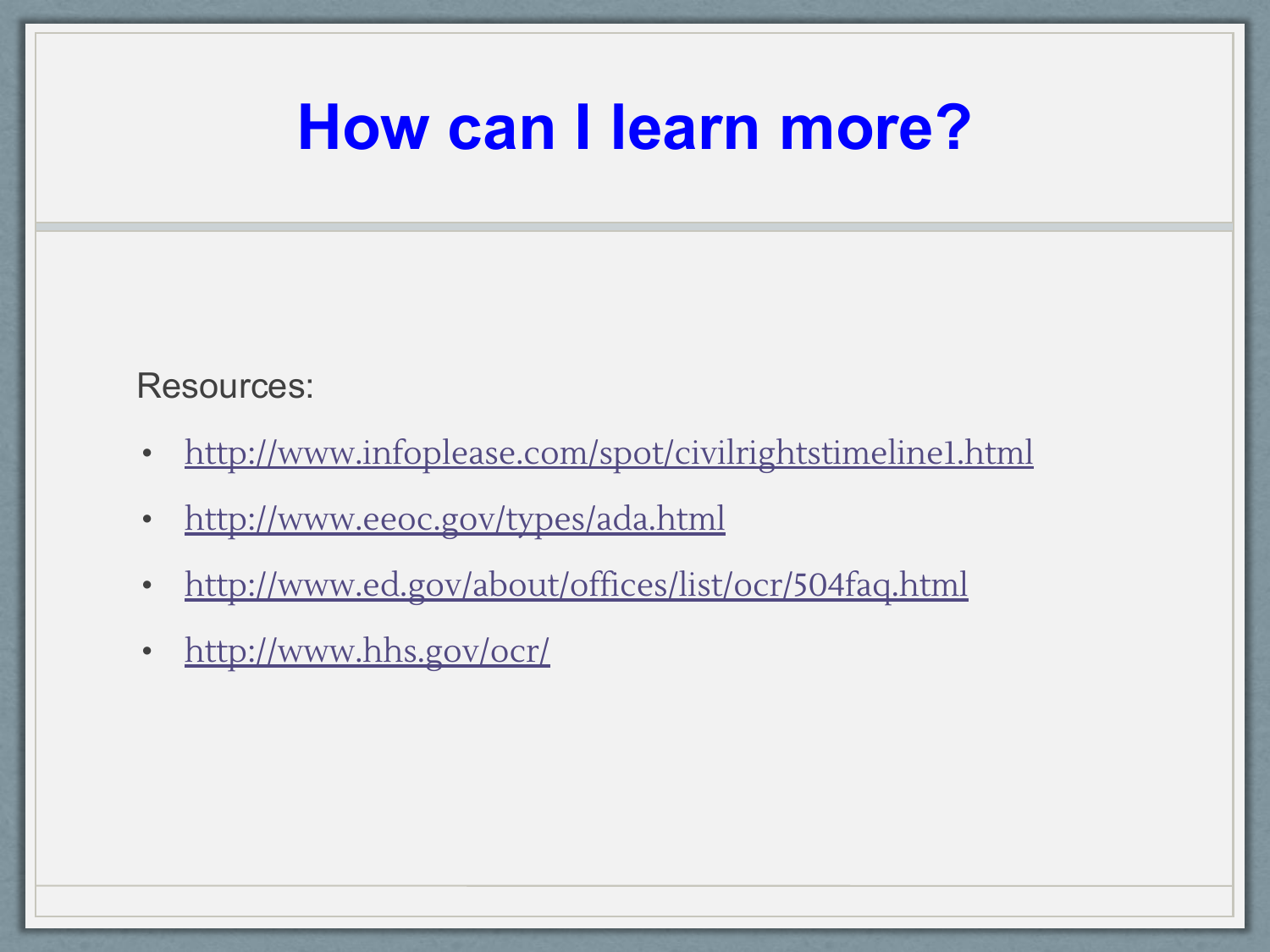# How can I learn more?

Resources:

- http://www.infoplease.com/spot/civilrightstimeline1.html
- http://www.eeoc.gov/types/ada.html
- http://www.ed.gov/about/offices/list/ocr/504faq.html
- http://www.hhs.gov/ocr/